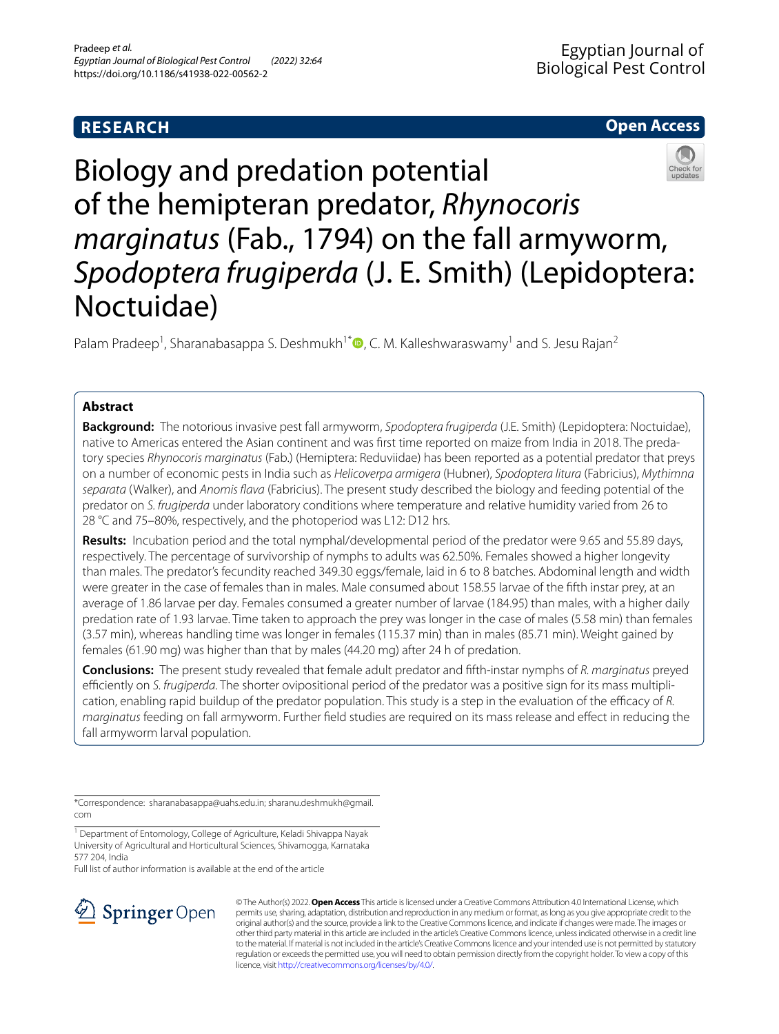**RESEARCH** **Open Access**

# Biology and predation potential of the hemipteran predator, *Rhynocoris marginatus* (Fab., 1794) on the fall armyworm, *Spodoptera frugiperda* (J. E. Smith) (Lepidoptera: Noctuidae)

Palam Pradeep[1], Sharanabasappa S. Deshmukh[1*], C. M. Kalleshwaraswamy[1] and S. Jesu Rajan[2]

## Abstract

**Background:** The notorious invasive pest fall armyworm, *Spodoptera frugiperda* (J.E. Smith) (Lepidoptera: Noctuidae), native to Americas entered the Asian continent and was first time reported on maize from India in 2018. The predatory species *Rhynocoris marginatus* (Fab.) (Hemiptera: Reduviidae) has been reported as a potential predator that preys on a number of economic pests in India such as *Helicoverpa armigera* (Hubner), *Spodoptera litura* (Fabricius), *Mythimna separata* (Walker), and *Anomis flava* (Fabricius). The present study described the biology and feeding potential of the predator on *S. frugiperda* under laboratory conditions where temperature and relative humidity varied from 26 to 28 °C and 75–80%, respectively, and the photoperiod was L12: D12 hrs.

**Results:** Incubation period and the total nymphal/developmental period of the predator were 9.65 and 55.89 days, respectively. The percentage of survivorship of nymphs to adults was 62.50%. Females showed a higher longevity than males. The predator's fecundity reached 349.30 eggs/female, laid in 6 to 8 batches. Abdominal length and width were greater in the case of females than in males. Male consumed about 158.55 larvae of the fifth instar prey, at an average of 1.86 larvae per day. Females consumed a greater number of larvae (184.95) than males, with a higher daily predation rate of 1.93 larvae. Time taken to approach the prey was longer in the case of males (5.58 min) than females (3.57 min), whereas handling time was longer in females (115.37 min) than in males (85.71 min). Weight gained by females (61.90 mg) was higher than that by males (44.20 mg) after 24 h of predation.

**Conclusions:** The present study revealed that female adult predator and fifth-instar nymphs of *R. marginatus* preyed efficiently on *S. frugiperda*. The shorter ovipositional period of the predator was a positive sign for its mass multiplication, enabling rapid buildup of the predator population. This study is a step in the evaluation of the efficacy of *R. marginatus* feeding on fall armyworm. Further field studies are required on its mass release and effect in reducing the fall armyworm larval population.

*Correspondence: sharanabasappa@uahs.edu.in; sharanu.deshmukh@gmail.com

[1] Department of Entomology, College of Agriculture, Keladi Shivappa Nayak University of Agricultural and Horticultural Sciences, Shivamogga, Karnataka 577 204, India

Full list of author information is available at the end of the article

© The Author(s) 2022. **Open Access** This article is licensed under a Creative Commons Attribution 4.0 International License, which permits use, sharing, adaptation, distribution and reproduction in any medium or format, as long as you give appropriate credit to the original author(s) and the source, provide a link to the Creative Commons licence, and indicate if changes were made. The images or other third party material in this article are included in the article's Creative Commons licence, unless indicated otherwise in a credit line to the material. If material is not included in the article's Creative Commons licence and your intended use is not permitted by statutory regulation or exceeds the permitted use, you will need to obtain permission directly from the copyright holder. To view a copy of this licence, visit http://creativecommons.org/licenses/by/4.0/.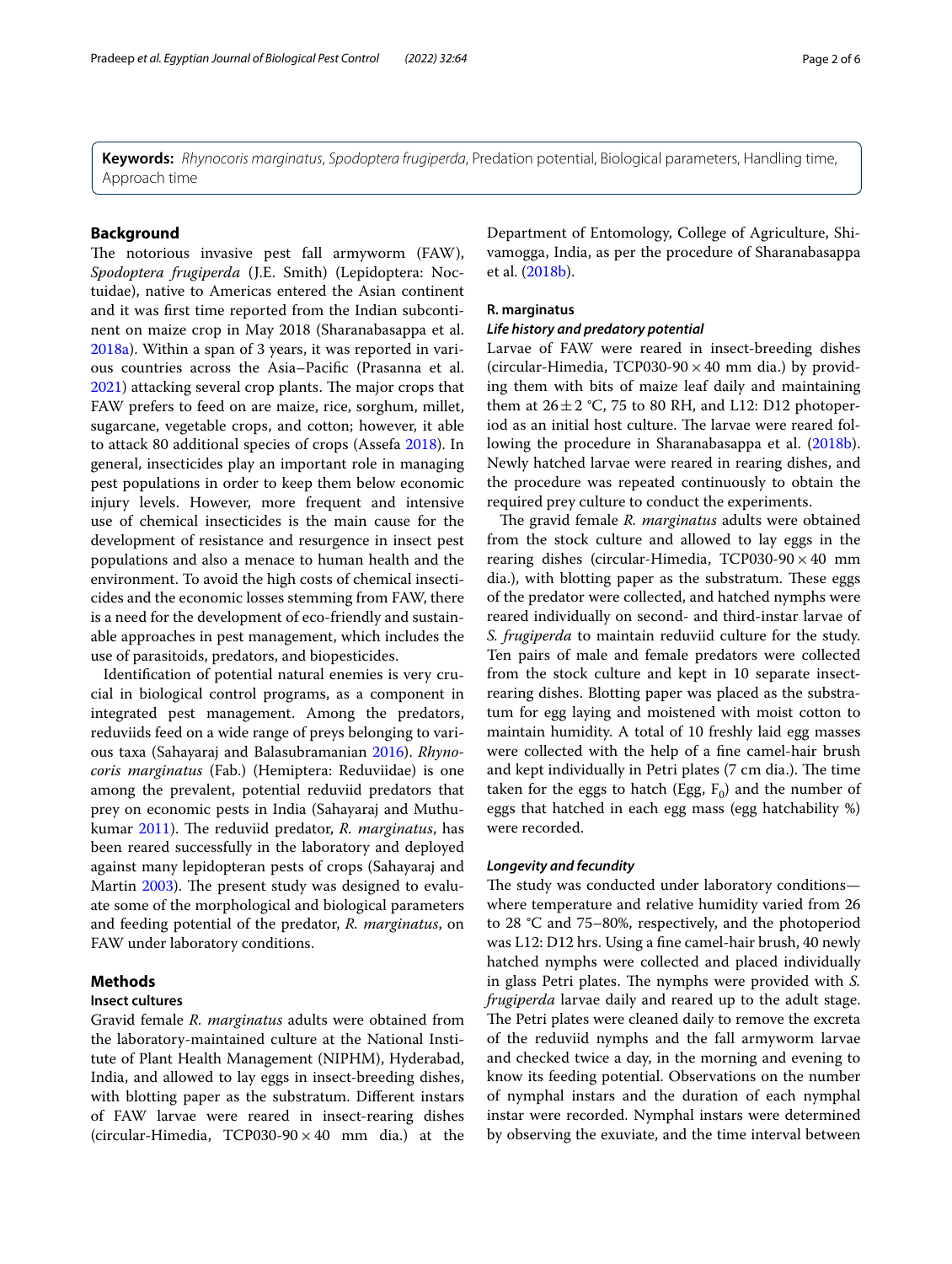**Keywords:** *Rhynocoris marginatus*, *Spodoptera frugiperda*, Predation potential, Biological parameters, Handling time, Approach time

## Background

The notorious invasive pest fall armyworm (FAW), *Spodoptera frugiperda* (J.E. Smith) (Lepidoptera: Noctuidae), native to Americas entered the Asian continent and it was first time reported from the Indian subcontinent on maize crop in May 2018 (Sharanabasappa et al. 2018a). Within a span of 3 years, it was reported in various countries across the Asia–Pacific (Prasanna et al. 2021) attacking several crop plants. The major crops that FAW prefers to feed on are maize, rice, sorghum, millet, sugarcane, vegetable crops, and cotton; however, it able to attack 80 additional species of crops (Assefa 2018). In general, insecticides play an important role in managing pest populations in order to keep them below economic injury levels. However, more frequent and intensive use of chemical insecticides is the main cause for the development of resistance and resurgence in insect pest populations and also a menace to human health and the environment. To avoid the high costs of chemical insecticides and the economic losses stemming from FAW, there is a need for the development of eco-friendly and sustainable approaches in pest management, which includes the use of parasitoids, predators, and biopesticides.

Identification of potential natural enemies is very crucial in biological control programs, as a component in integrated pest management. Among the predators, reduviids feed on a wide range of preys belonging to various taxa (Sahayaraj and Balasubramanian 2016). *Rhynocoris marginatus* (Fab.) (Hemiptera: Reduviidae) is one among the prevalent, potential reduviid predators that prey on economic pests in India (Sahayaraj and Muthukumar 2011). The reduviid predator, *R. marginatus*, has been reared successfully in the laboratory and deployed against many lepidopteran pests of crops (Sahayaraj and Martin 2003). The present study was designed to evaluate some of the morphological and biological parameters and feeding potential of the predator, *R. marginatus*, on FAW under laboratory conditions.

## Methods

### Insect cultures

Gravid female *R. marginatus* adults were obtained from the laboratory-maintained culture at the National Institute of Plant Health Management (NIPHM), Hyderabad, India, and allowed to lay eggs in insect-breeding dishes, with blotting paper as the substratum. Different instars of FAW larvae were reared in insect-rearing dishes (circular-Himedia, TCP030-90 × 40 mm dia.) at the Department of Entomology, College of Agriculture, Shivamogga, India, as per the procedure of Sharanabasappa et al. (2018b).

### R. marginatus

#### *Life history and predatory potential*

Larvae of FAW were reared in insect-breeding dishes (circular-Himedia, TCP030-90 × 40 mm dia.) by providing them with bits of maize leaf daily and maintaining them at 26 ± 2 °C, 75 to 80 RH, and L12: D12 photoperiod as an initial host culture. The larvae were reared following the procedure in Sharanabasappa et al. (2018b). Newly hatched larvae were reared in rearing dishes, and the procedure was repeated continuously to obtain the required prey culture to conduct the experiments.

The gravid female *R. marginatus* adults were obtained from the stock culture and allowed to lay eggs in the rearing dishes (circular-Himedia, TCP030-90 × 40 mm dia.), with blotting paper as the substratum. These eggs of the predator were collected, and hatched nymphs were reared individually on second- and third-instar larvae of *S. frugiperda* to maintain reduviid culture for the study. Ten pairs of male and female predators were collected from the stock culture and kept in 10 separate insect-rearing dishes. Blotting paper was placed as the substratum for egg laying and moistened with moist cotton to maintain humidity. A total of 10 freshly laid egg masses were collected with the help of a fine camel-hair brush and kept individually in Petri plates (7 cm dia.). The time taken for the eggs to hatch (Egg, $F_0$) and the number of eggs that hatched in each egg mass (egg hatchability %) were recorded.

#### *Longevity and fecundity*

The study was conducted under laboratory conditions—where temperature and relative humidity varied from 26 to 28 °C and 75–80%, respectively, and the photoperiod was L12: D12 hrs. Using a fine camel-hair brush, 40 newly hatched nymphs were collected and placed individually in glass Petri plates. The nymphs were provided with *S. frugiperda* larvae daily and reared up to the adult stage. The Petri plates were cleaned daily to remove the excreta of the reduviid nymphs and the fall armyworm larvae and checked twice a day, in the morning and evening to know its feeding potential. Observations on the number of nymphal instars and the duration of each nymphal instar were recorded. Nymphal instars were determined by observing the exuviate, and the time interval between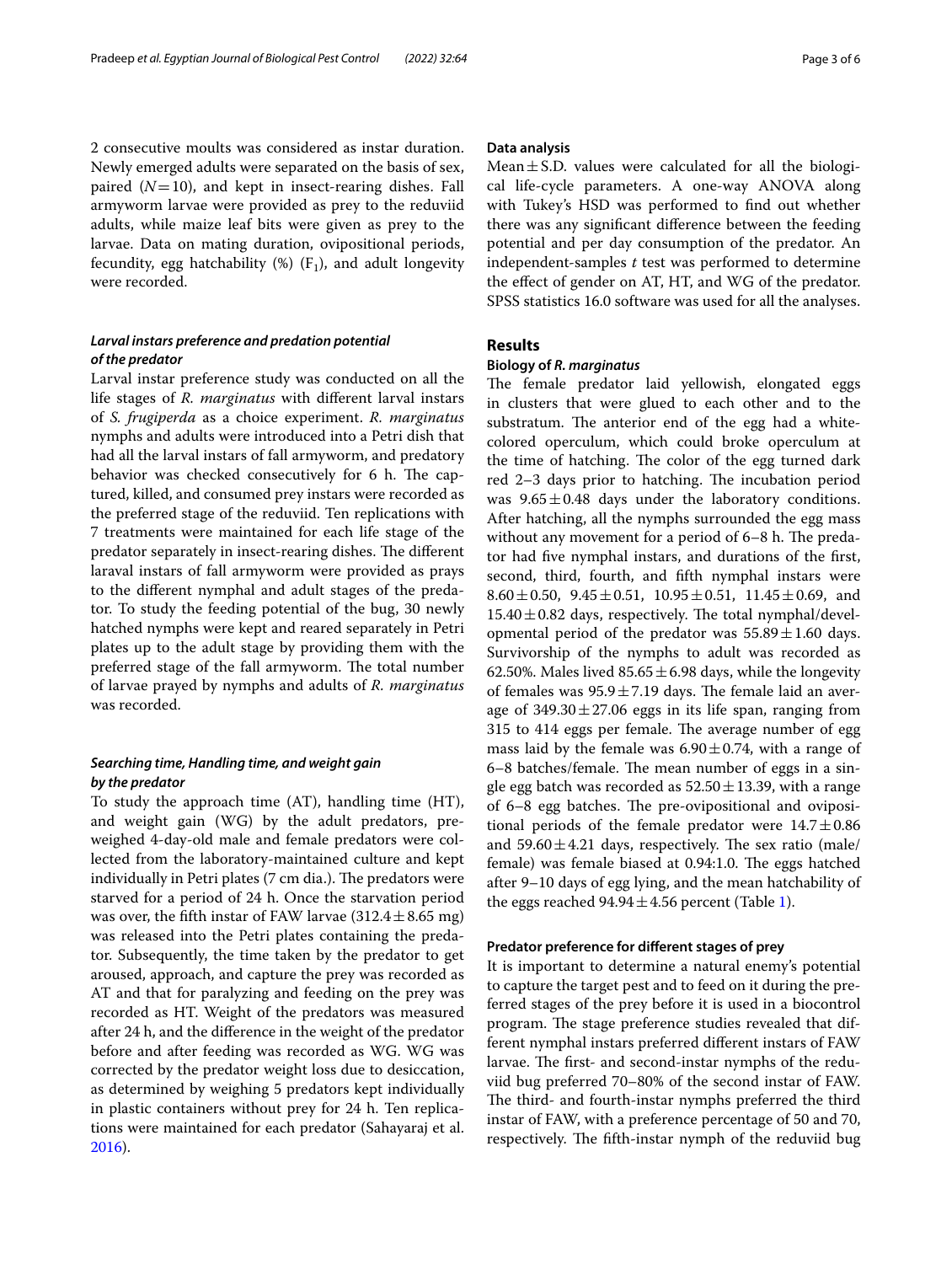2 consecutive moults was considered as instar duration. Newly emerged adults were separated on the basis of sex, paired ($N = 10$), and kept in insect-rearing dishes. Fall armyworm larvae were provided as prey to the reduviid adults, while maize leaf bits were given as prey to the larvae. Data on mating duration, ovipositional periods, fecundity, egg hatchability (%) ($F_1$), and adult longevity were recorded.

### *Larval instars preference and predation potential of the predator*

Larval instar preference study was conducted on all the life stages of *R. marginatus* with different larval instars of *S. frugiperda* as a choice experiment. *R. marginatus* nymphs and adults were introduced into a Petri dish that had all the larval instars of fall armyworm, and predatory behavior was checked consecutively for 6 h. The captured, killed, and consumed prey instars were recorded as the preferred stage of the reduviid. Ten replications with 7 treatments were maintained for each life stage of the predator separately in insect-rearing dishes. The different laraval instars of fall armyworm were provided as prays to the different nymphal and adult stages of the predator. To study the feeding potential of the bug, 30 newly hatched nymphs were kept and reared separately in Petri plates up to the adult stage by providing them with the preferred stage of the fall armyworm. The total number of larvae prayed by nymphs and adults of *R. marginatus* was recorded.

### *Searching time, Handling time, and weight gain by the predator*

To study the approach time (AT), handling time (HT), and weight gain (WG) by the adult predators, pre-weighed 4-day-old male and female predators were collected from the laboratory-maintained culture and kept individually in Petri plates (7 cm dia.). The predators were starved for a period of 24 h. Once the starvation period was over, the fifth instar of FAW larvae ($312.4 \pm 8.65$ mg) was released into the Petri plates containing the predator. Subsequently, the time taken by the predator to get aroused, approach, and capture the prey was recorded as AT and that for paralyzing and feeding on the prey was recorded as HT. Weight of the predators was measured after 24 h, and the difference in the weight of the predator before and after feeding was recorded as WG. WG was corrected by the predator weight loss due to desiccation, as determined by weighing 5 predators kept individually in plastic containers without prey for 24 h. Ten replications were maintained for each predator (Sahayaraj et al. 2016).

### Data analysis

Mean ± S.D. values were calculated for all the biological life-cycle parameters. A one-way ANOVA along with Tukey's HSD was performed to find out whether there was any significant difference between the feeding potential and per day consumption of the predator. An independent-samples *t* test was performed to determine the effect of gender on AT, HT, and WG of the predator. SPSS statistics 16.0 software was used for all the analyses.

## Results

### Biology of *R. marginatus*

The female predator laid yellowish, elongated eggs in clusters that were glued to each other and to the substratum. The anterior end of the egg had a white-colored operculum, which could broke operculum at the time of hatching. The color of the egg turned dark red 2–3 days prior to hatching. The incubation period was $9.65 \pm 0.48$ days under the laboratory conditions. After hatching, all the nymphs surrounded the egg mass without any movement for a period of 6–8 h. The predator had five nymphal instars, and durations of the first, second, third, fourth, and fifth nymphal instars were $8.60 \pm 0.50$, $9.45 \pm 0.51$, $10.95 \pm 0.51$, $11.45 \pm 0.69$, and $15.40 \pm 0.82$ days, respectively. The total nymphal/developmental period of the predator was $55.89 \pm 1.60$ days. Survivorship of the nymphs to adult was recorded as 62.50%. Males lived $85.65 \pm 6.98$ days, while the longevity of females was $95.9 \pm 7.19$ days. The female laid an average of $349.30 \pm 27.06$ eggs in its life span, ranging from 315 to 414 eggs per female. The average number of egg mass laid by the female was $6.90 \pm 0.74$, with a range of 6–8 batches/female. The mean number of eggs in a single egg batch was recorded as $52.50 \pm 13.39$, with a range of 6–8 egg batches. The pre-ovipositional and ovipositional periods of the female predator were $14.7 \pm 0.86$ and $59.60 \pm 4.21$ days, respectively. The sex ratio (male/female) was female biased at 0.94:1.0. The eggs hatched after 9–10 days of egg lying, and the mean hatchability of the eggs reached $94.94 \pm 4.56$ percent (Table 1).

### Predator preference for different stages of prey

It is important to determine a natural enemy's potential to capture the target pest and to feed on it during the preferred stages of the prey before it is used in a biocontrol program. The stage preference studies revealed that different nymphal instars preferred different instars of FAW larvae. The first- and second-instar nymphs of the reduviid bug preferred 70–80% of the second instar of FAW. The third- and fourth-instar nymphs preferred the third instar of FAW, with a preference percentage of 50 and 70, respectively. The fifth-instar nymph of the reduviid bug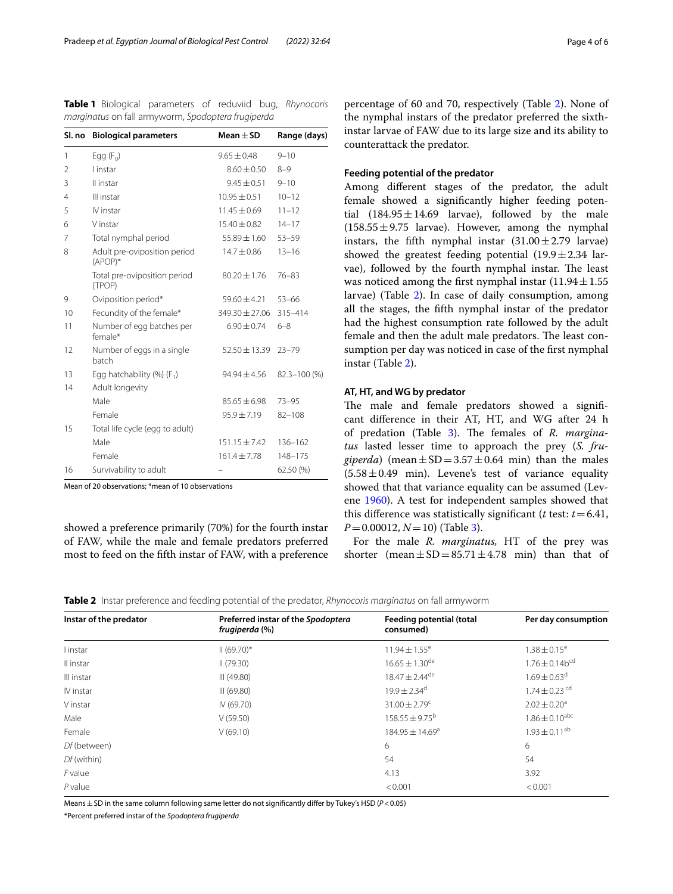**Table 1** Biological parameters of reduviid bug, *Rhynocoris marginatus* on fall armyworm, *Spodoptera frugiperda*

| Sl. no | Biological parameters | Mean ± SD | Range (days) |
|---|---|---|---|
| 1 | Egg ($F_0$) | 9.65 ± 0.48 | 9–10 |
| 2 | I instar | 8.60 ± 0.50 | 8–9 |
| 3 | II instar | 9.45 ± 0.51 | 9–10 |
| 4 | III instar | 10.95 ± 0.51 | 10–12 |
| 5 | IV instar | 11.45 ± 0.69 | 11–12 |
| 6 | V instar | 15.40 ± 0.82 | 14–17 |
| 7 | Total nymphal period | 55.89 ± 1.60 | 53–59 |
| 8 | Adult pre-oviposition period (APOP)* | 14.7 ± 0.86 | 13–16 |
| | Total pre-oviposition period (TPOP) | 80.20 ± 1.76 | 76–83 |
| 9 | Oviposition period* | 59.60 ± 4.21 | 53–66 |
| 10 | Fecundity of the female* | 349.30 ± 27.06 | 315–414 |
| 11 | Number of egg batches per female* | 6.90 ± 0.74 | 6–8 |
| 12 | Number of eggs in a single batch | 52.50 ± 13.39 | 23–79 |
| 13 | Egg hatchability (%) ($F_1$) | 94.94 ± 4.56 | 82.3–100 (%) |
| 14 | Adult longevity | | |
| | Male | 85.65 ± 6.98 | 73–95 |
| | Female | 95.9 ± 7.19 | 82–108 |
| 15 | Total life cycle (egg to adult) | | |
| | Male | 151.15 ± 7.42 | 136–162 |
| | Female | 161.4 ± 7.78 | 148–175 |
| 16 | Survivability to adult | – | 62.50 (%) |

Mean of 20 observations; *mean of 10 observations

showed a preference primarily (70%) for the fourth instar of FAW, while the male and female predators preferred most to feed on the fifth instar of FAW, with a preference percentage of 60 and 70, respectively (Table 2). None of the nymphal instars of the predator preferred the sixth-instar larvae of FAW due to its large size and its ability to counterattack the predator.

### Feeding potential of the predator

Among different stages of the predator, the adult female showed a significantly higher feeding potential (184.95 ± 14.69 larvae), followed by the male (158.55 ± 9.75 larvae). However, among the nymphal instars, the fifth nymphal instar (31.00 ± 2.79 larvae) showed the greatest feeding potential (19.9 ± 2.34 larvae), followed by the fourth nymphal instar. The least was noticed among the first nymphal instar (11.94 ± 1.55 larvae) (Table 2). In case of daily consumption, among all the stages, the fifth nymphal instar of the predator had the highest consumption rate followed by the adult female and then the adult male predators. The least consumption per day was noticed in case of the first nymphal instar (Table 2).

### AT, HT, and WG by predator

The male and female predators showed a significant difference in their AT, HT, and WG after 24 h of predation (Table 3). The females of *R. marginatus* lasted lesser time to approach the prey (*S. frugiperda*) (mean ± SD = 3.57 ± 0.64 min) than the males (5.58 ± 0.49 min). Levene's test of variance equality showed that variance equality can be assumed (Levene 1960). A test for independent samples showed that this difference was statistically significant (*t* test: $t = 6.41$, $P = 0.00012$, $N = 10$) (Table 3).

For the male *R. marginatus*, HT of the prey was shorter (mean ± SD = 85.71 ± 4.78 min) than that of

**Table 2** Instar preference and feeding potential of the predator, *Rhynocoris marginatus* on fall armyworm

| Instar of the predator | Preferred instar of the *Spodoptera frugiperda* (%) | Feeding potential (total consumed) | Per day consumption |
|---|---|---|---|
| I instar | II (69.70)* | 11.94 ± 1.55[e] | 1.38 ± 0.15[e] |
| II instar | II (79.30) | 16.65 ± 1.30[de] | 1.76 ± 0.14b[cd] |
| III instar | III (49.80) | 18.47 ± 2.44[de] | 1.69 ± 0.63[d] |
| IV instar | III (69.80) | 19.9 ± 2.34[d] | 1.74 ± 0.23[cd] |
| V instar | IV (69.70) | 31.00 ± 2.79[c] | 2.02 ± 0.20[a] |
| Male | V (59.50) | 158.55 ± 9.75[b] | 1.86 ± 0.10[abc] |
| Female | V (69.10) | 184.95 ± 14.69[a] | 1.93 ± 0.11[ab] |
| *Df* (between) | | 6 | 6 |
| *Df* (within) | | 54 | 54 |
| *F* value | | 4.13 | 3.92 |
| *P* value | | < 0.001 | < 0.001 |

Means ± SD in the same column following same letter do not significantly differ by Tukey's HSD ($P < 0.05$)

*Percent preferred instar of the *Spodoptera frugiperda*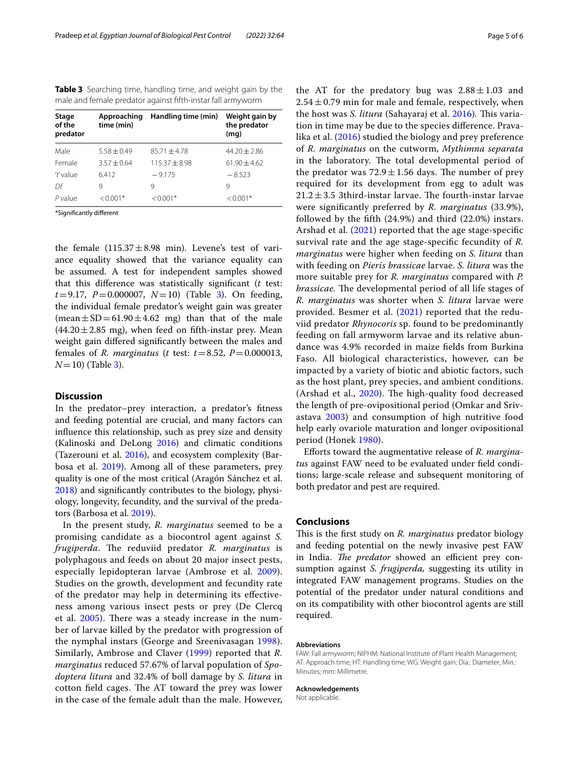**Table 3** Searching time, handling time, and weight gain by the male and female predator against fifth-instar fall armyworm

| Stage of the predator | Approaching time (min) | Handling time (min) | Weight gain by the predator (mg) |
|---|---|---|---|
| Male | 5.58 ± 0.49 | 85.71 ± 4.78 | 44.20 ± 2.86 |
| Female | 3.57 ± 0.64 | 115.37 ± 8.98 | 61.90 ± 4.62 |
| '*t*' value | 6.412 | −9.175 | −8.523 |
| *Df* | 9 | 9 | 9 |
| *P* value | < 0.001* | < 0.001* | < 0.001* |

*Significantly different

the female (115.37 ± 8.98 min). Levene's test of variance equality showed that the variance equality can be assumed. A test for independent samples showed that this difference was statistically significant (*t* test: $t = 9.17$, $P = 0.000007$, $N = 10$) (Table 3). On feeding, the individual female predator's weight gain was greater (mean ± SD = 61.90 ± 4.62 mg) than that of the male (44.20 ± 2.85 mg), when feed on fifth-instar prey. Mean weight gain differed significantly between the males and females of *R. marginatus* (*t* test: $t = 8.52$, $P = 0.000013$, $N = 10$) (Table 3).

## Discussion

In the predator–prey interaction, a predator's fitness and feeding potential are crucial, and many factors can influence this relationship, such as prey size and density (Kalinoski and DeLong 2016) and climatic conditions (Tazerouni et al. 2016), and ecosystem complexity (Barbosa et al. 2019). Among all of these parameters, prey quality is one of the most critical (Aragón Sánchez et al. 2018) and significantly contributes to the biology, physiology, longevity, fecundity, and the survival of the predators (Barbosa et al. 2019).

In the present study, *R. marginatus* seemed to be a promising candidate as a biocontrol agent against *S. frugiperda*. The reduviid predator *R. marginatus* is polyphagous and feeds on about 20 major insect pests, especially lepidopteran larvae (Ambrose et al. 2009). Studies on the growth, development and fecundity rate of the predator may help in determining its effectiveness among various insect pests or prey (De Clercq et al. 2005). There was a steady increase in the number of larvae killed by the predator with progression of the nymphal instars (George and Sreenivasagan 1998). Similarly, Ambrose and Claver (1999) reported that *R. marginatus* reduced 57.67% of larval population of *Spodoptera litura* and 32.4% of boll damage by *S. litura* in cotton field cages. The AT toward the prey was lower in the case of the female adult than the male. However, the AT for the predatory bug was 2.88 ± 1.03 and 2.54 ± 0.79 min for male and female, respectively, when the host was *S. litura* (Sahayaraj et al. 2016). This variation in time may be due to the species difference. Pravalika et al. (2016) studied the biology and prey preference of *R. marginatus* on the cutworm, *Mythimna separata* in the laboratory. The total developmental period of the predator was 72.9 ± 1.56 days. The number of prey required for its development from egg to adult was 21.2 ± 3.5 3third-instar larvae. The fourth-instar larvae were significantly preferred by *R. marginatus* (33.9%), followed by the fifth (24.9%) and third (22.0%) instars. Arshad et al. (2021) reported that the age stage-specific survival rate and the age stage-specific fecundity of *R. marginatus* were higher when feeding on *S. litura* than with feeding on *Pieris brassicae* larvae. *S. litura* was the more suitable prey for *R. marginatus* compared with *P. brassicae.* The developmental period of all life stages of *R. marginatus* was shorter when *S. litura* larvae were provided. Besmer et al. (2021) reported that the reduviid predator *Rhynocoris* sp. found to be predominantly feeding on fall armyworm larvae and its relative abundance was 4.9% recorded in maize fields from Burkina Faso. All biological characteristics, however, can be impacted by a variety of biotic and abiotic factors, such as the host plant, prey species, and ambient conditions. (Arshad et al., 2020). The high-quality food decreased the length of pre-ovipositional period (Omkar and Srivastava 2003) and consumption of high nutritive food help early ovariole maturation and longer ovipositional period (Honek 1980).

Efforts toward the augmentative release of *R. marginatus* against FAW need to be evaluated under field conditions; large-scale release and subsequent monitoring of both predator and pest are required.

## Conclusions

This is the first study on *R. marginatus* predator biology and feeding potential on the newly invasive pest FAW in India. *The predator* showed an efficient prey consumption against *S. frugiperda,* suggesting its utility in integrated FAW management programs. Studies on the potential of the predator under natural conditions and on its compatibility with other biocontrol agents are still required.

### Abbreviations

FAW: Fall armyworm; NIPHM: National Institute of Plant Health Management; AT: Approach time; HT: Handling time; WG: Weight gain; Dia.: Diameter; Min.: Minutes; mm: Millimetre.

### Acknowledgements

Not applicable.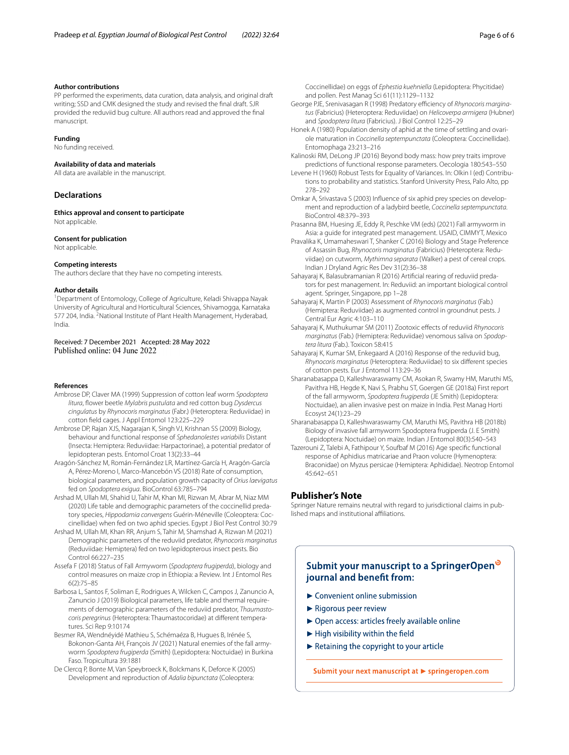#### Author contributions

PP performed the experiments, data curation, data analysis, and original draft writing; SSD and CMK designed the study and revised the final draft. SJR provided the reduviid bug culture. All authors read and approved the final manuscript.

#### Funding

No funding received.

#### Availability of data and materials

All data are available in the manuscript.

### Declarations

#### Ethics approval and consent to participate

Not applicable.

#### Consent for publication

Not applicable.

#### Competing interests

The authors declare that they have no competing interests.

#### Author details

[1]Department of Entomology, College of Agriculture, Keladi Shivappa Nayak University of Agricultural and Horticultural Sciences, Shivamogga, Karnataka 577 204, India. [2]National Institute of Plant Health Management, Hyderabad, India.

Received: 7 December 2021 Accepted: 28 May 2022
Published online: 04 June 2022

#### References

- Ambrose DP, Claver MA (1999) Suppression of cotton leaf worm *Spodoptera litura*, flower beetle *Mylabris pustulata* and red cotton bug *Dysdercus cingulatus* by *Rhynocoris marginatus* (Fabr.) (Heteroptera: Reduviidae) in cotton field cages. J Appl Entomol 123:225–229
- Ambrose DP, Rajan XJS, Nagarajan K, Singh VJ, Krishnan SS (2009) Biology, behaviour and functional response of *Sphedanolestes variabilis* Distant (Insecta: Hemiptera: Reduviidae: Harpactorinae), a potential predator of lepidopteran pests. Entomol Croat 13(2):33–44
- Aragón-Sánchez M, Román-Fernández LR, Martínez-García H, Aragón-García A, Pérez-Moreno I, Marco-Mancebón VS (2018) Rate of consumption, biological parameters, and population growth capacity of *Orius laevigatus* fed on *Spodoptera exigua*. BioControl 63:785–794
- Arshad M, Ullah MI, Shahid U, Tahir M, Khan MI, Rizwan M, Abrar M, Niaz MM (2020) Life table and demographic parameters of the coccinellid predatory species, *Hippodamia convergens* Guérin-Méneville (Coleoptera: Coccinellidae) when fed on two aphid species. Egypt J Biol Pest Control 30:79
- Arshad M, Ullah MI, Khan RR, Anjum S, Tahir M, Shamshad A, Rizwan M (2021) Demographic parameters of the reduviid predator, *Rhynocoris marginatus* (Reduviidae: Hemiptera) fed on two lepidopterous insect pests. Bio Control 66:227–235
- Assefa F (2018) Status of Fall Armyworm (*Spodoptera frugiperda*), biology and control measures on maize crop in Ethiopia: a Review. Int J Entomol Res 6(2):75–85
- Barbosa L, Santos F, Soliman E, Rodrigues A, Wilcken C, Campos J, Zanuncio A, Zanuncio J (2019) Biological parameters, life table and thermal requirements of demographic parameters of the reduviid predator, *Thaumastocoris peregrinus* (Heteroptera: Thaumastocoridae) at different temperatures. Sci Rep 9:10174
- Besmer RA, Wendnéyidé Mathieu S, Schémaéza B, Hugues B, Irénée S, Bokonon-Ganta AH, François JV (2021) Natural enemies of the fall armyworm *Spodoptera frugiperda* (Smith) (Lepidoptera: Noctuidae) in Burkina Faso. Tropicultura 39:1881
- De Clercq P, Bonte M, Van Speybroeck K, Bolckmans K, Deforce K (2005) Development and reproduction of *Adalia bipunctata* (Coleoptera: Coccinellidae) on eggs of *Ephestia kuehniella* (Lepidoptera: Phycitidae) and pollen. Pest Manag Sci 61(11):1129–1132
- George PJE, Srenivasagan R (1998) Predatory efficiency of *Rhynocoris marginatus* (Fabricius) (Heteroptera: Reduviidae) on *Helicoverpa armigera* (Hubner) and *Spodoptera litura* (Fabricius). J Biol Control 12:25–29
- Honek A (1980) Population density of aphid at the time of settling and ovariole maturation in *Coccinella septempunctata* (Coleoptera: Coccinellidae). Entomophaga 23:213–216
- Kalinoski RM, DeLong JP (2016) Beyond body mass: how prey traits improve predictions of functional response parameters. Oecologia 180:543–550
- Levene H (1960) Robust Tests for Equality of Variances. In: Olkin I (ed) Contributions to probability and statistics. Stanford University Press, Palo Alto, pp 278–292
- Omkar A, Srivastava S (2003) Influence of six aphid prey species on development and reproduction of a ladybird beetle, *Coccinella septempunctata*. BioControl 48:379–393
- Prasanna BM, Huesing JE, Eddy R, Peschke VM (eds) (2021) Fall armyworm in Asia: a guide for integrated pest management. USAID, CIMMYT, Mexico
- Pravalika K, Umamaheswari T, Shanker C (2016) Biology and Stage Preference of Assassin Bug, *Rhynocoris marginatus* (Fabricius) (Heteroptera: Reduviidae) on cutworm, *Mythimna separata* (Walker) a pest of cereal crops. Indian J Dryland Agric Res Dev 31(2):36–38
- Sahayaraj K, Balasubramanian R (2016) Artificial rearing of reduviid predators for pest management. In: Reduviid: an important biological control agent. Springer, Singapore, pp 1–28
- Sahayaraj K, Martin P (2003) Assessment of *Rhynocoris marginatus* (Fab.) (Hemiptera: Reduviidae) as augmented control in groundnut pests. J Central Eur Agric 4:103–110
- Sahayaraj K, Muthukumar SM (2011) Zootoxic effects of reduviid *Rhynocoris marginatus* (Fab.) (Hemiptera: Reduviidae) venomous saliva on *Spodoptera litura* (Fab.). Toxicon 58:415
- Sahayaraj K, Kumar SM, Enkegaard A (2016) Response of the reduviid bug, *Rhynocoris marginatus* (Heteroptera: Reduviidae) to six different species of cotton pests. Eur J Entomol 113:29–36
- Sharanabasappa D, Kalleshwaraswamy CM, Asokan R, Swamy HM, Maruthi MS, Pavithra HB, Hegde K, Navi S, Prabhu ST, Goergen GE (2018a) First report of the fall armyworm, *Spodoptera frugiperda* (JE Smith) (Lepidoptera: Noctuidae), an alien invasive pest on maize in India. Pest Manag Horti Ecosyst 24(1):23–29
- Sharanabasappa D, Kalleshwaraswamy CM, Maruthi MS, Pavithra HB (2018b) Biology of invasive fall armyworm Spodoptera frugiperda (J. E Smith) (Lepidoptera: Noctuidae) on maize. Indian J Entomol 80(3):540–543
- Tazerouni Z, Talebi A, Fathipour Y, Soufbaf M (2016) Age specific functional response of Aphidius matricariae and Praon volucre (Hymenoptera: Braconidae) on Myzus persicae (Hemiptera: Aphididae). Neotrop Entomol 45:642–651

### Publisher's Note

Springer Nature remains neutral with regard to jurisdictional claims in published maps and institutional affiliations.